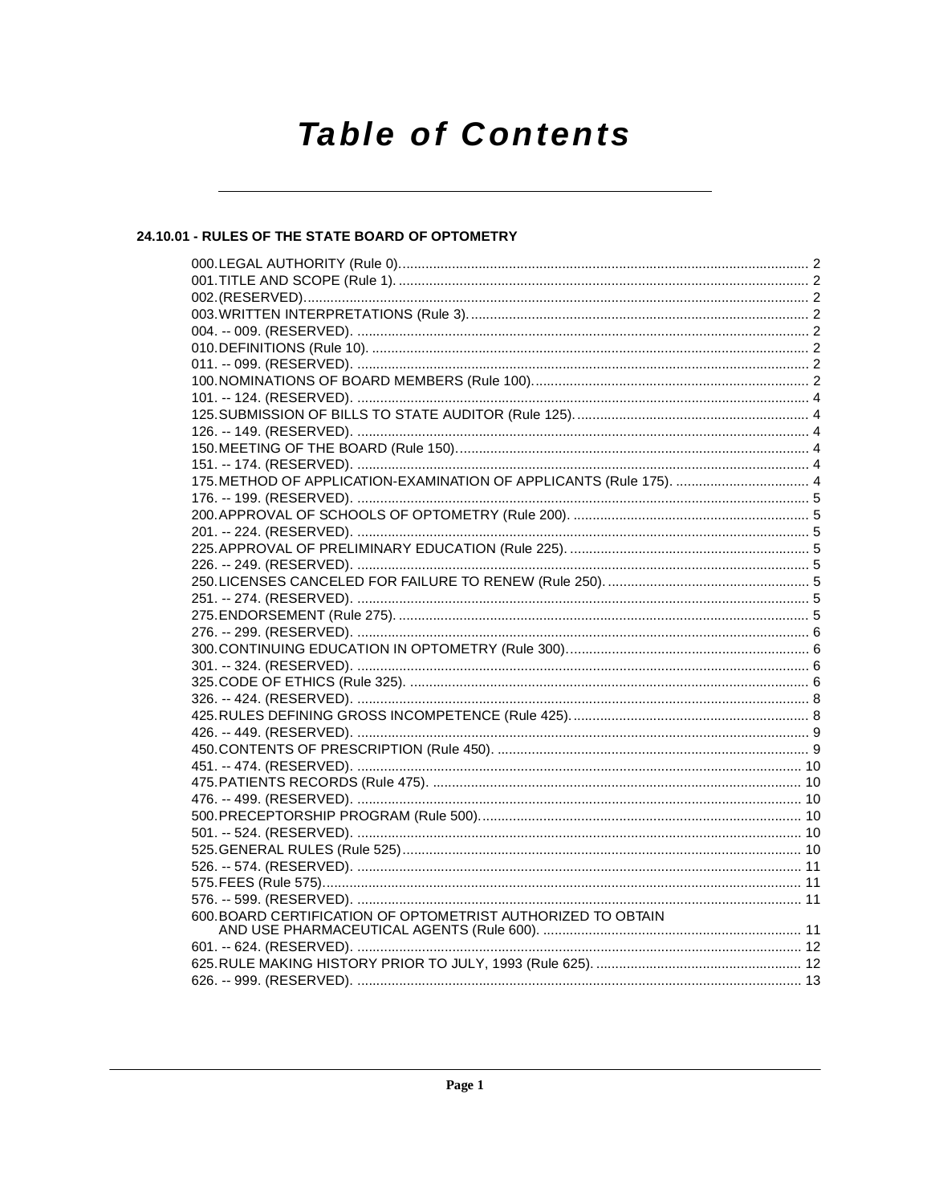# Table of Contents

## 24.10.01 - RULES OF THE STATE BOARD OF OPTOMETRY

000. LEGAL AUTHORITY (Rule 0)........................................................................................................... 2
001. TITLE AND SCOPE (Rule 1). .......................................................................................................... 2
002. (RESERVED)................................................................................................................................... 2
003. WRITTEN INTERPRETATIONS (Rule 3). ........................................................................................ 2
004. -- 009. (RESERVED). ...................................................................................................................... 2
010. DEFINITIONS (Rule 10). .................................................................................................................. 2
011. -- 099. (RESERVED). ...................................................................................................................... 2
100. NOMINATIONS OF BOARD MEMBERS (Rule 100). ....................................................................... 2
101. -- 124. (RESERVED). ...................................................................................................................... 4
125. SUBMISSION OF BILLS TO STATE AUDITOR (Rule 125). ............................................................ 4
126. -- 149. (RESERVED). ...................................................................................................................... 4
150. MEETING OF THE BOARD (Rule 150). ........................................................................................... 4
151. -- 174. (RESERVED). ...................................................................................................................... 4
175. METHOD OF APPLICATION-EXAMINATION OF APPLICANTS (Rule 175). ................................... 4
176. -- 199. (RESERVED). ...................................................................................................................... 5
200. APPROVAL OF SCHOOLS OF OPTOMETRY (Rule 200). ............................................................. 5
201. -- 224. (RESERVED). ...................................................................................................................... 5
225. APPROVAL OF PRELIMINARY EDUCATION (Rule 225). .............................................................. 5
226. -- 249. (RESERVED). ...................................................................................................................... 5
250. LICENSES CANCELED FOR FAILURE TO RENEW (Rule 250). ..................................................... 5
251. -- 274. (RESERVED). ...................................................................................................................... 5
275. ENDORSEMENT (Rule 275). ........................................................................................................... 5
276. -- 299. (RESERVED). ...................................................................................................................... 6
300. CONTINUING EDUCATION IN OPTOMETRY (Rule 300). ............................................................... 6
301. -- 324. (RESERVED). ...................................................................................................................... 6
325. CODE OF ETHICS (Rule 325). ......................................................................................................... 6
326. -- 424. (RESERVED). ...................................................................................................................... 8
425. RULES DEFINING GROSS INCOMPETENCE (Rule 425). .............................................................. 8
426. -- 449. (RESERVED). ...................................................................................................................... 9
450. CONTENTS OF PRESCRIPTION (Rule 450). .................................................................................. 9
451. -- 474. (RESERVED). .................................................................................................................... 10
475. PATIENTS RECORDS (Rule 475). ................................................................................................. 10
476. -- 499. (RESERVED). .................................................................................................................... 10
500. PRECEPTORSHIP PROGRAM (Rule 500). .................................................................................... 10
501. -- 524. (RESERVED). .................................................................................................................... 10
525. GENERAL RULES (Rule 525) ......................................................................................................... 10
526. -- 574. (RESERVED). .................................................................................................................... 11
575. FEES (Rule 575). ............................................................................................................................ 11
576. -- 599. (RESERVED). .................................................................................................................... 11
600. BOARD CERTIFICATION OF OPTOMETRIST AUTHORIZED TO OBTAIN AND USE PHARMACEUTICAL AGENTS (Rule 600). .................................................................... 11
601. -- 624. (RESERVED). .................................................................................................................... 12
625. RULE MAKING HISTORY PRIOR TO JULY, 1993 (Rule 625). ...................................................... 12
626. -- 999. (RESERVED). .................................................................................................................... 13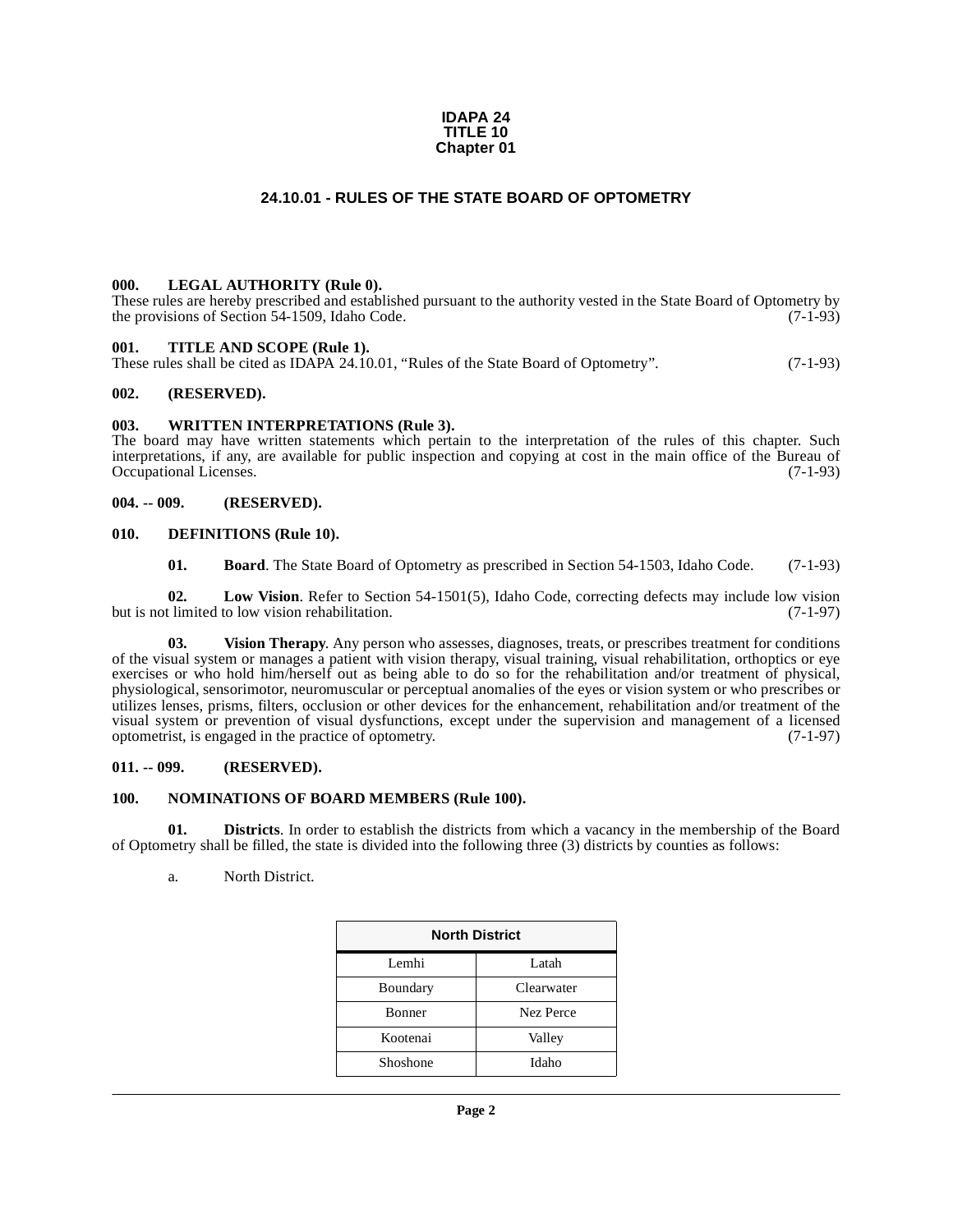# IDAPA 24
# TITLE 10
# Chapter 01

## 24.10.01 - RULES OF THE STATE BOARD OF OPTOMETRY

**000. LEGAL AUTHORITY (Rule 0).**

These rules are hereby prescribed and established pursuant to the authority vested in the State Board of Optometry by the provisions of Section 54-1509, Idaho Code. (7-1-93)

**001. TITLE AND SCOPE (Rule 1).**

These rules shall be cited as IDAPA 24.10.01, "Rules of the State Board of Optometry". (7-1-93)

**002. (RESERVED).**

**003. WRITTEN INTERPRETATIONS (Rule 3).**

The board may have written statements which pertain to the interpretation of the rules of this chapter. Such interpretations, if any, are available for public inspection and copying at cost in the main office of the Bureau of Occupational Licenses. (7-1-93)

**004. -- 009. (RESERVED).**

**010. DEFINITIONS (Rule 10).**

**01. Board**. The State Board of Optometry as prescribed in Section 54-1503, Idaho Code. (7-1-93)

**02. Low Vision**. Refer to Section 54-1501(5), Idaho Code, correcting defects may include low vision but is not limited to low vision rehabilitation. (7-1-97)

**03. Vision Therapy**. Any person who assesses, diagnoses, treats, or prescribes treatment for conditions of the visual system or manages a patient with vision therapy, visual training, visual rehabilitation, orthoptics or eye exercises or who hold him/herself out as being able to do so for the rehabilitation and/or treatment of physical, physiological, sensorimotor, neuromuscular or perceptual anomalies of the eyes or vision system or who prescribes or utilizes lenses, prisms, filters, occlusion or other devices for the enhancement, rehabilitation and/or treatment of the visual system or prevention of visual dysfunctions, except under the supervision and management of a licensed optometrist, is engaged in the practice of optometry. (7-1-97)

**011. -- 099. (RESERVED).**

**100. NOMINATIONS OF BOARD MEMBERS (Rule 100).**

**01. Districts**. In order to establish the districts from which a vacancy in the membership of the Board of Optometry shall be filled, the state is divided into the following three (3) districts by counties as follows:

a. North District.

| North District | |
|---|---|
| Lemhi | Latah |
| Boundary | Clearwater |
| Bonner | Nez Perce |
| Kootenai | Valley |
| Shoshone | Idaho |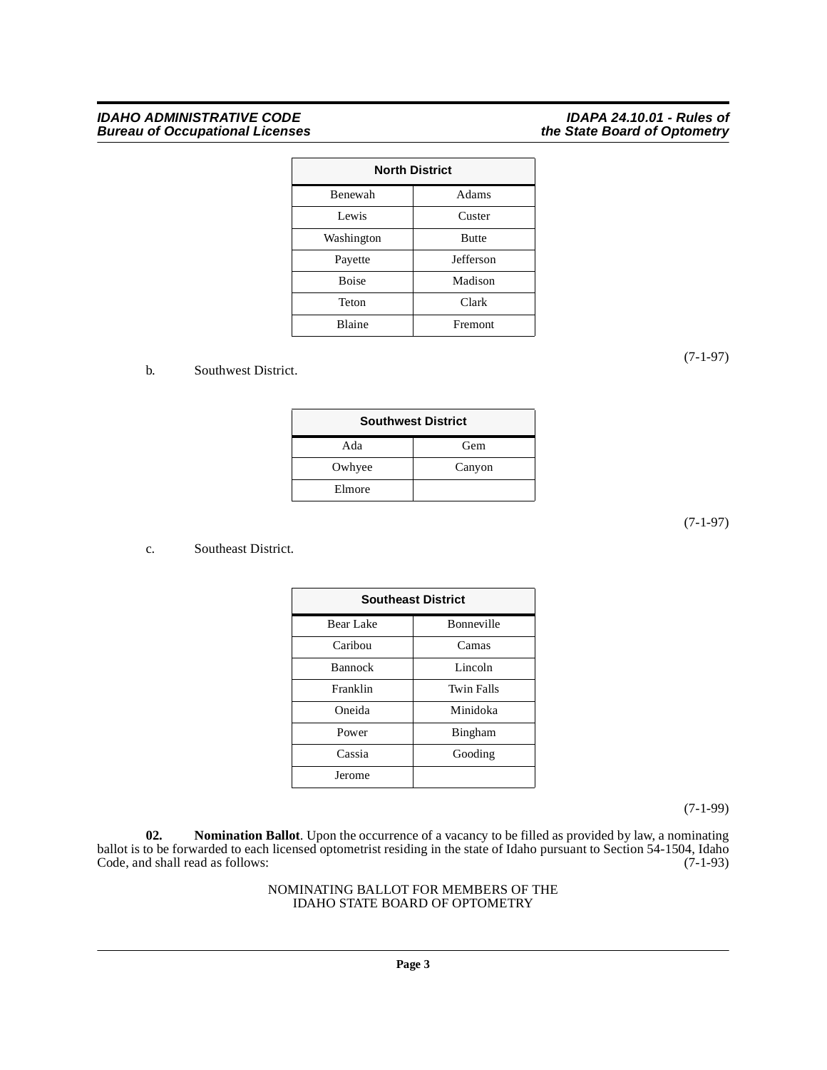| North District | |
|---|---|
| Benewah | Adams |
| Lewis | Custer |
| Washington | Butte |
| Payette | Jefferson |
| Boise | Madison |
| Teton | Clark |
| Blaine | Fremont |

(7-1-97)

b. Southwest District.

| Southwest District | |
|---|---|
| Ada | Gem |
| Owhyee | Canyon |
| Elmore | |

(7-1-97)

c. Southeast District.

| Southeast District | |
|---|---|
| Bear Lake | Bonneville |
| Caribou | Camas |
| Bannock | Lincoln |
| Franklin | Twin Falls |
| Oneida | Minidoka |
| Power | Bingham |
| Cassia | Gooding |
| Jerome | |

(7-1-99)

**02. Nomination Ballot**. Upon the occurrence of a vacancy to be filled as provided by law, a nominating ballot is to be forwarded to each licensed optometrist residing in the state of Idaho pursuant to Section 54-1504, Idaho Code, and shall read as follows: (7-1-93)

NOMINATING BALLOT FOR MEMBERS OF THE
IDAHO STATE BOARD OF OPTOMETRY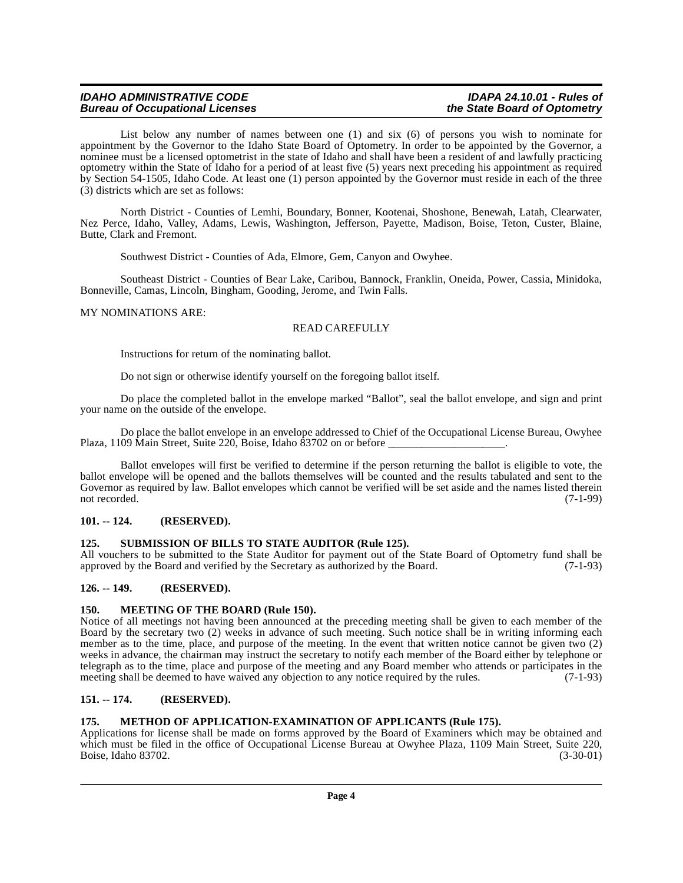List below any number of names between one (1) and six (6) of persons you wish to nominate for appointment by the Governor to the Idaho State Board of Optometry. In order to be appointed by the Governor, a nominee must be a licensed optometrist in the state of Idaho and shall have been a resident of and lawfully practicing optometry within the State of Idaho for a period of at least five (5) years next preceding his appointment as required by Section 54-1505, Idaho Code. At least one (1) person appointed by the Governor must reside in each of the three (3) districts which are set as follows:

North District - Counties of Lemhi, Boundary, Bonner, Kootenai, Shoshone, Benewah, Latah, Clearwater, Nez Perce, Idaho, Valley, Adams, Lewis, Washington, Jefferson, Payette, Madison, Boise, Teton, Custer, Blaine, Butte, Clark and Fremont.

Southwest District - Counties of Ada, Elmore, Gem, Canyon and Owyhee.

Southeast District - Counties of Bear Lake, Caribou, Bannock, Franklin, Oneida, Power, Cassia, Minidoka, Bonneville, Camas, Lincoln, Bingham, Gooding, Jerome, and Twin Falls.

MY NOMINATIONS ARE:

READ CAREFULLY

Instructions for return of the nominating ballot.

Do not sign or otherwise identify yourself on the foregoing ballot itself.

Do place the completed ballot in the envelope marked "Ballot", seal the ballot envelope, and sign and print your name on the outside of the envelope.

Do place the ballot envelope in an envelope addressed to Chief of the Occupational License Bureau, Owyhee Plaza, 1109 Main Street, Suite 220, Boise, Idaho 83702 on or before ____________________.

Ballot envelopes will first be verified to determine if the person returning the ballot is eligible to vote, the ballot envelope will be opened and the ballots themselves will be counted and the results tabulated and sent to the Governor as required by law. Ballot envelopes which cannot be verified will be set aside and the names listed therein not recorded. (7-1-99)

## 101. -- 124. (RESERVED).

## 125. SUBMISSION OF BILLS TO STATE AUDITOR (Rule 125).

All vouchers to be submitted to the State Auditor for payment out of the State Board of Optometry fund shall be approved by the Board and verified by the Secretary as authorized by the Board. (7-1-93)

## 126. -- 149. (RESERVED).

## 150. MEETING OF THE BOARD (Rule 150).

Notice of all meetings not having been announced at the preceding meeting shall be given to each member of the Board by the secretary two (2) weeks in advance of such meeting. Such notice shall be in writing informing each member as to the time, place, and purpose of the meeting. In the event that written notice cannot be given two (2) weeks in advance, the chairman may instruct the secretary to notify each member of the Board either by telephone or telegraph as to the time, place and purpose of the meeting and any Board member who attends or participates in the meeting shall be deemed to have waived any objection to any notice required by the rules. (7-1-93)

## 151. -- 174. (RESERVED).

## 175. METHOD OF APPLICATION-EXAMINATION OF APPLICANTS (Rule 175).

Applications for license shall be made on forms approved by the Board of Examiners which may be obtained and which must be filed in the office of Occupational License Bureau at Owyhee Plaza, 1109 Main Street, Suite 220, Boise, Idaho 83702. (3-30-01)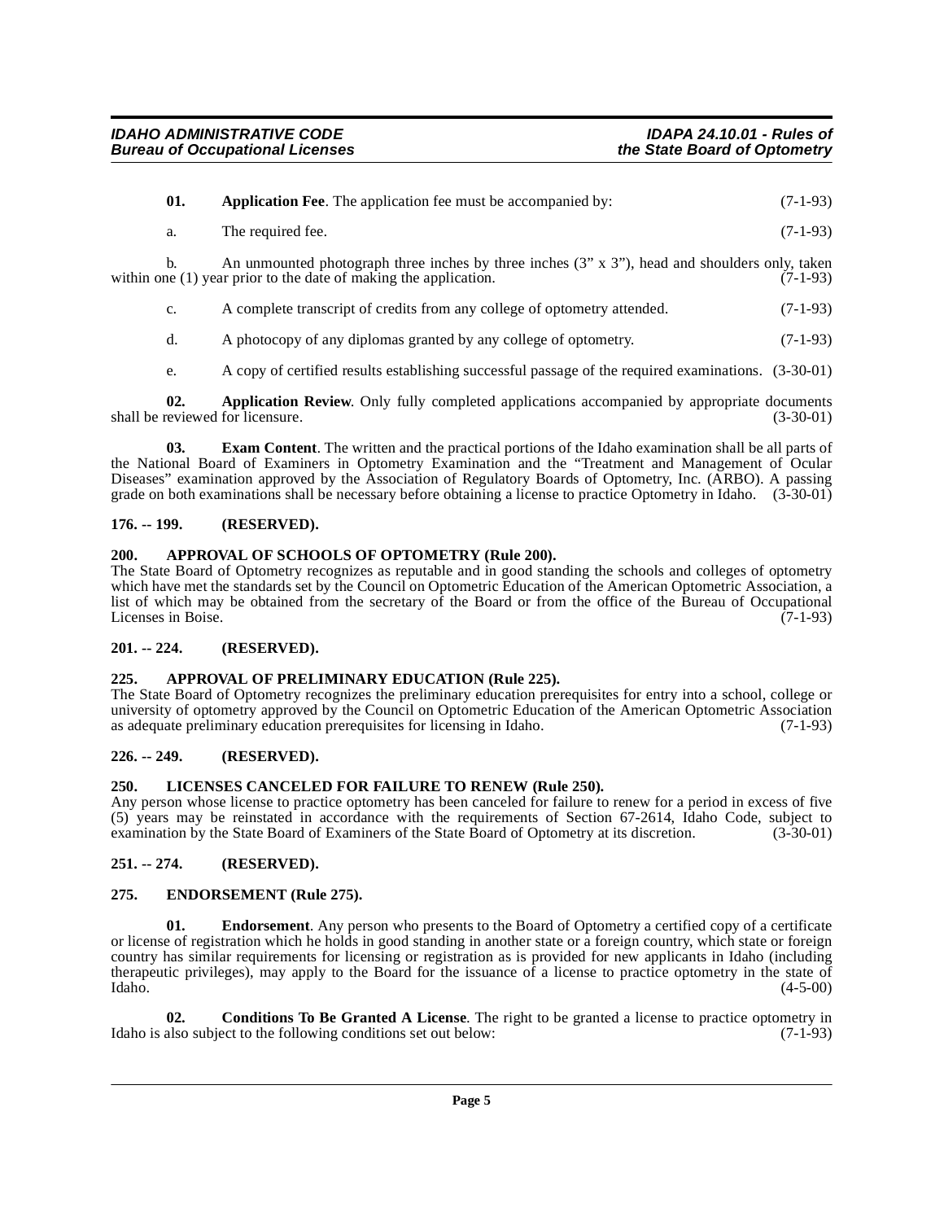**01. Application Fee**. The application fee must be accompanied by: (7-1-93)

a. The required fee. (7-1-93)

b. An unmounted photograph three inches by three inches (3" x 3"), head and shoulders only, taken within one (1) year prior to the date of making the application. (7-1-93)

c. A complete transcript of credits from any college of optometry attended. (7-1-93)

d. A photocopy of any diplomas granted by any college of optometry. (7-1-93)

e. A copy of certified results establishing successful passage of the required examinations. (3-30-01)

**02. Application Review**. Only fully completed applications accompanied by appropriate documents shall be reviewed for licensure. (3-30-01)

**03. Exam Content**. The written and the practical portions of the Idaho examination shall be all parts of the National Board of Examiners in Optometry Examination and the "Treatment and Management of Ocular Diseases" examination approved by the Association of Regulatory Boards of Optometry, Inc. (ARBO). A passing grade on both examinations shall be necessary before obtaining a license to practice Optometry in Idaho. (3-30-01)

## 176. -- 199. (RESERVED).

## 200. APPROVAL OF SCHOOLS OF OPTOMETRY (Rule 200).

The State Board of Optometry recognizes as reputable and in good standing the schools and colleges of optometry which have met the standards set by the Council on Optometric Education of the American Optometric Association, a list of which may be obtained from the secretary of the Board or from the office of the Bureau of Occupational Licenses in Boise. (7-1-93)

## 201. -- 224. (RESERVED).

## 225. APPROVAL OF PRELIMINARY EDUCATION (Rule 225).

The State Board of Optometry recognizes the preliminary education prerequisites for entry into a school, college or university of optometry approved by the Council on Optometric Education of the American Optometric Association as adequate preliminary education prerequisites for licensing in Idaho. (7-1-93)

## 226. -- 249. (RESERVED).

## 250. LICENSES CANCELED FOR FAILURE TO RENEW (Rule 250).

Any person whose license to practice optometry has been canceled for failure to renew for a period in excess of five (5) years may be reinstated in accordance with the requirements of Section 67-2614, Idaho Code, subject to examination by the State Board of Examiners of the State Board of Optometry at its discretion. (3-30-01)

## 251. -- 274. (RESERVED).

## 275. ENDORSEMENT (Rule 275).

**01. Endorsement**. Any person who presents to the Board of Optometry a certified copy of a certificate or license of registration which he holds in good standing in another state or a foreign country, which state or foreign country has similar requirements for licensing or registration as is provided for new applicants in Idaho (including therapeutic privileges), may apply to the Board for the issuance of a license to practice optometry in the state of Idaho. (4-5-00)

**02. Conditions To Be Granted A License**. The right to be granted a license to practice optometry in Idaho is also subject to the following conditions set out below: (7-1-93)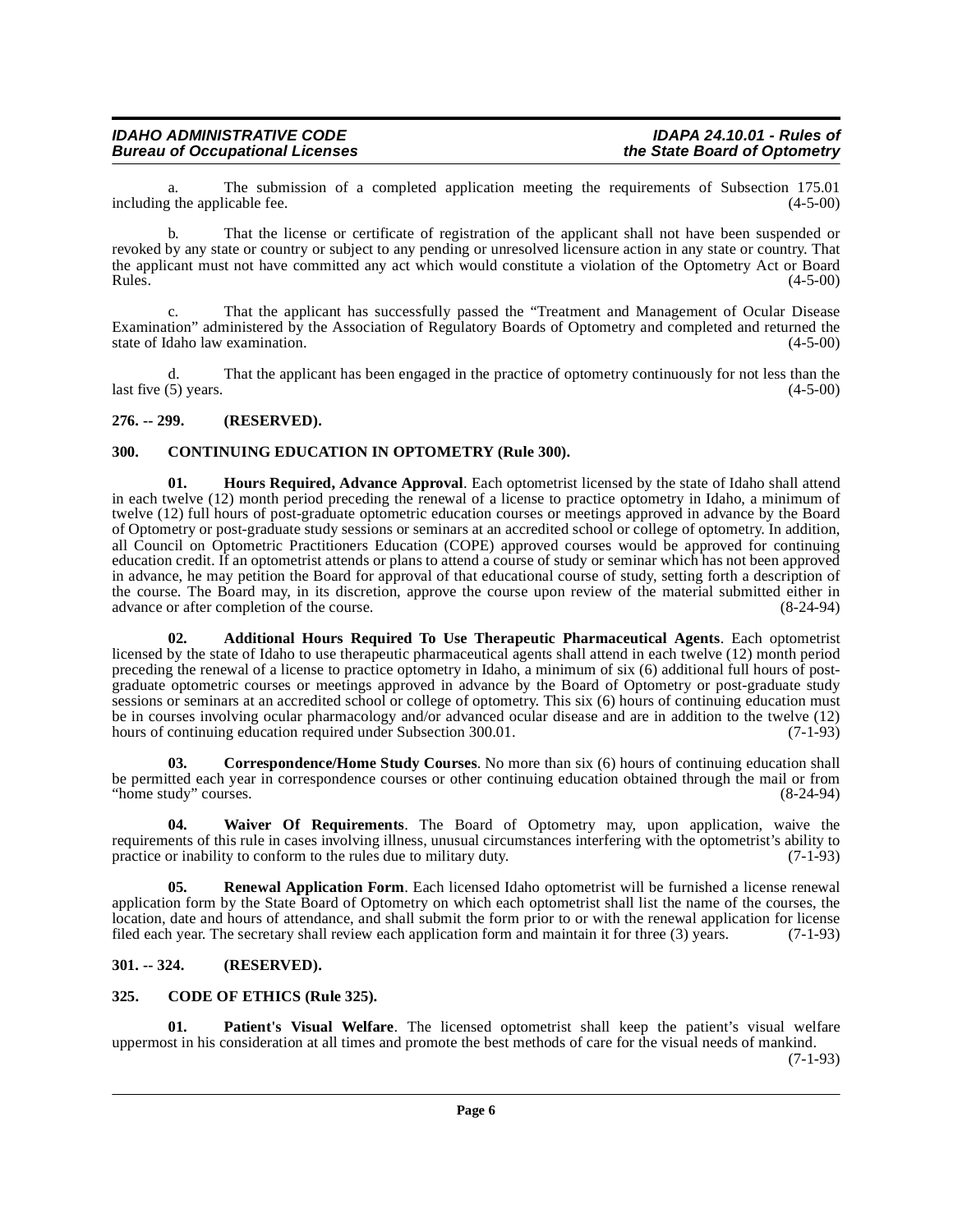a. The submission of a completed application meeting the requirements of Subsection 175.01 including the applicable fee. (4-5-00)

b. That the license or certificate of registration of the applicant shall not have been suspended or revoked by any state or country or subject to any pending or unresolved licensure action in any state or country. That the applicant must not have committed any act which would constitute a violation of the Optometry Act or Board Rules. (4-5-00)

c. That the applicant has successfully passed the "Treatment and Management of Ocular Disease Examination" administered by the Association of Regulatory Boards of Optometry and completed and returned the state of Idaho law examination. (4-5-00)

d. That the applicant has been engaged in the practice of optometry continuously for not less than the last five (5) years. (4-5-00)

## 276. -- 299. (RESERVED).

## 300. CONTINUING EDUCATION IN OPTOMETRY (Rule 300).

**01. Hours Required, Advance Approval**. Each optometrist licensed by the state of Idaho shall attend in each twelve (12) month period preceding the renewal of a license to practice optometry in Idaho, a minimum of twelve (12) full hours of post-graduate optometric education courses or meetings approved in advance by the Board of Optometry or post-graduate study sessions or seminars at an accredited school or college of optometry. In addition, all Council on Optometric Practitioners Education (COPE) approved courses would be approved for continuing education credit. If an optometrist attends or plans to attend a course of study or seminar which has not been approved in advance, he may petition the Board for approval of that educational course of study, setting forth a description of the course. The Board may, in its discretion, approve the course upon review of the material submitted either in advance or after completion of the course. (8-24-94)

**02. Additional Hours Required To Use Therapeutic Pharmaceutical Agents**. Each optometrist licensed by the state of Idaho to use therapeutic pharmaceutical agents shall attend in each twelve (12) month period preceding the renewal of a license to practice optometry in Idaho, a minimum of six (6) additional full hours of post-graduate optometric courses or meetings approved in advance by the Board of Optometry or post-graduate study sessions or seminars at an accredited school or college of optometry. This six (6) hours of continuing education must be in courses involving ocular pharmacology and/or advanced ocular disease and are in addition to the twelve (12) hours of continuing education required under Subsection 300.01. (7-1-93)

**03. Correspondence/Home Study Courses**. No more than six (6) hours of continuing education shall be permitted each year in correspondence courses or other continuing education obtained through the mail or from "home study" courses. (8-24-94)

**04. Waiver Of Requirements**. The Board of Optometry may, upon application, waive the requirements of this rule in cases involving illness, unusual circumstances interfering with the optometrist's ability to practice or inability to conform to the rules due to military duty. (7-1-93)

**05. Renewal Application Form**. Each licensed Idaho optometrist will be furnished a license renewal application form by the State Board of Optometry on which each optometrist shall list the name of the courses, the location, date and hours of attendance, and shall submit the form prior to or with the renewal application for license filed each year. The secretary shall review each application form and maintain it for three (3) years. (7-1-93)

## 301. -- 324. (RESERVED).

## 325. CODE OF ETHICS (Rule 325).

**01. Patient's Visual Welfare**. The licensed optometrist shall keep the patient's visual welfare uppermost in his consideration at all times and promote the best methods of care for the visual needs of mankind. (7-1-93)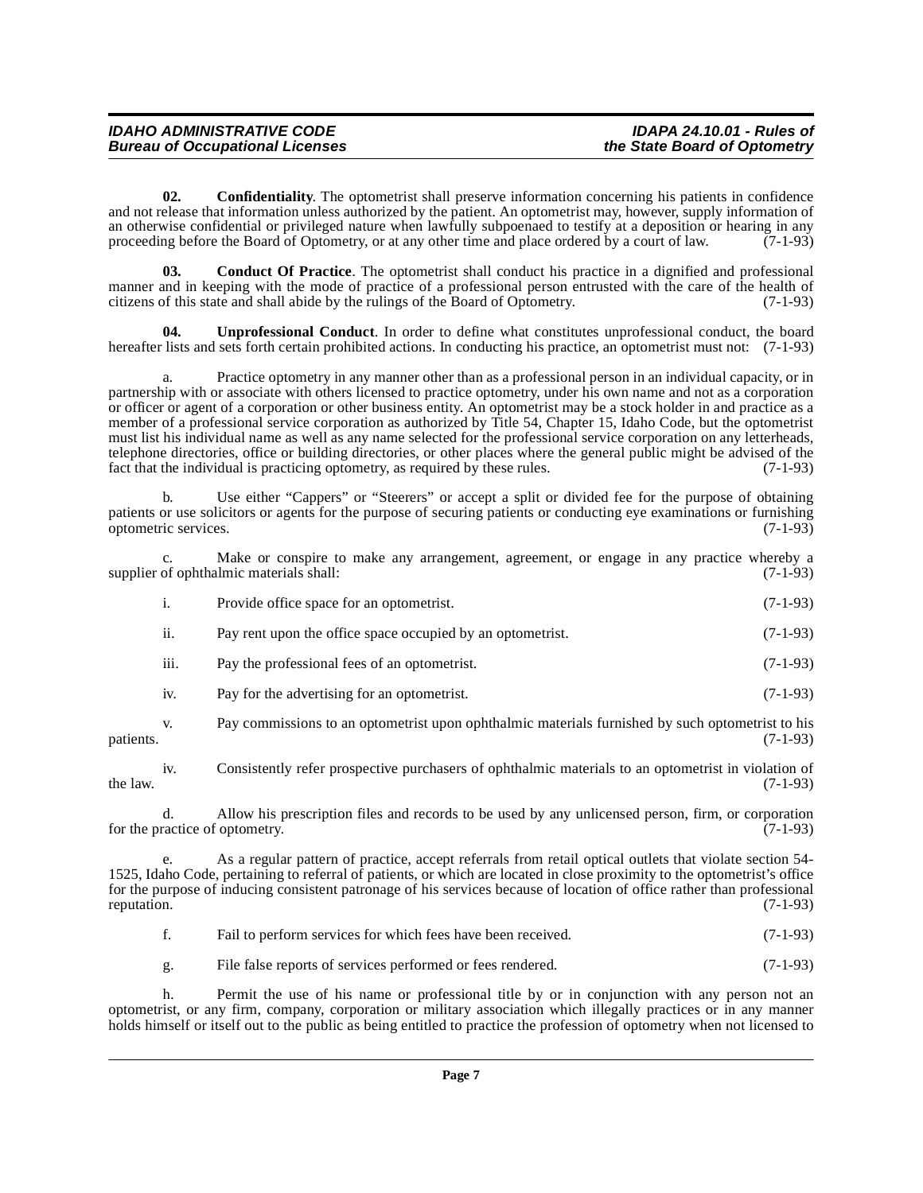**02. Confidentiality**. The optometrist shall preserve information concerning his patients in confidence and not release that information unless authorized by the patient. An optometrist may, however, supply information of an otherwise confidential or privileged nature when lawfully subpoenaed to testify at a deposition or hearing in any proceeding before the Board of Optometry, or at any other time and place ordered by a court of law. (7-1-93)

**03. Conduct Of Practice**. The optometrist shall conduct his practice in a dignified and professional manner and in keeping with the mode of practice of a professional person entrusted with the care of the health of citizens of this state and shall abide by the rulings of the Board of Optometry. (7-1-93)

**04. Unprofessional Conduct**. In order to define what constitutes unprofessional conduct, the board hereafter lists and sets forth certain prohibited actions. In conducting his practice, an optometrist must not: (7-1-93)

a. Practice optometry in any manner other than as a professional person in an individual capacity, or in partnership with or associate with others licensed to practice optometry, under his own name and not as a corporation or officer or agent of a corporation or other business entity. An optometrist may be a stock holder in and practice as a member of a professional service corporation as authorized by Title 54, Chapter 15, Idaho Code, but the optometrist must list his individual name as well as any name selected for the professional service corporation on any letterheads, telephone directories, office or building directories, or other places where the general public might be advised of the fact that the individual is practicing optometry, as required by these rules. (7-1-93)

b. Use either "Cappers" or "Steerers" or accept a split or divided fee for the purpose of obtaining patients or use solicitors or agents for the purpose of securing patients or conducting eye examinations or furnishing optometric services. (7-1-93)

c. Make or conspire to make any arrangement, agreement, or engage in any practice whereby a supplier of ophthalmic materials shall: (7-1-93)

i. Provide office space for an optometrist. (7-1-93)

ii. Pay rent upon the office space occupied by an optometrist. (7-1-93)

iii. Pay the professional fees of an optometrist. (7-1-93)

iv. Pay for the advertising for an optometrist. (7-1-93)

v. Pay commissions to an optometrist upon ophthalmic materials furnished by such optometrist to his patients. (7-1-93)

iv. Consistently refer prospective purchasers of ophthalmic materials to an optometrist in violation of the law. (7-1-93)

d. Allow his prescription files and records to be used by any unlicensed person, firm, or corporation for the practice of optometry. (7-1-93)

e. As a regular pattern of practice, accept referrals from retail optical outlets that violate section 54-1525, Idaho Code, pertaining to referral of patients, or which are located in close proximity to the optometrist's office for the purpose of inducing consistent patronage of his services because of location of office rather than professional reputation. (7-1-93)

f. Fail to perform services for which fees have been received. (7-1-93)

g. File false reports of services performed or fees rendered. (7-1-93)

h. Permit the use of his name or professional title by or in conjunction with any person not an optometrist, or any firm, company, corporation or military association which illegally practices or in any manner holds himself or itself out to the public as being entitled to practice the profession of optometry when not licensed to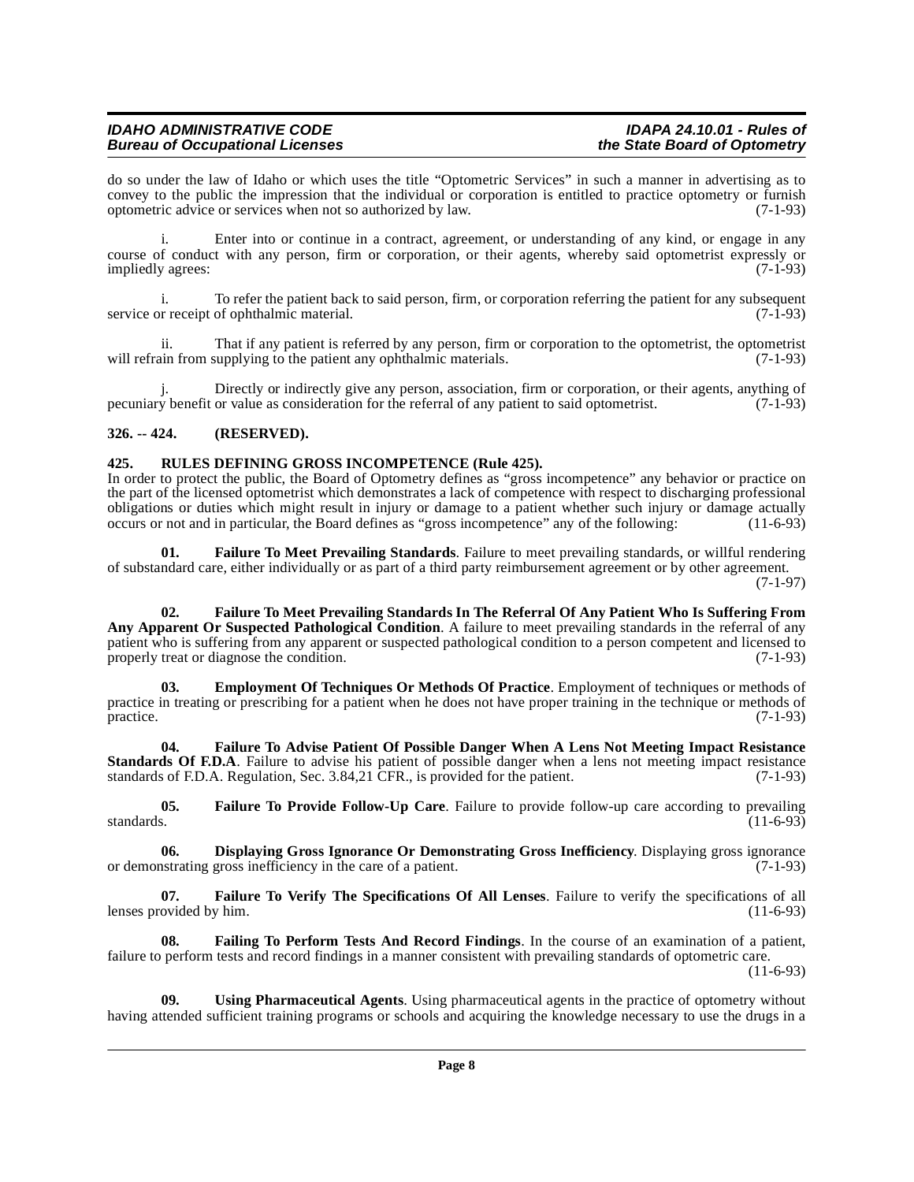do so under the law of Idaho or which uses the title "Optometric Services" in such a manner in advertising as to convey to the public the impression that the individual or corporation is entitled to practice optometry or furnish optometric advice or services when not so authorized by law. (7-1-93)

i. Enter into or continue in a contract, agreement, or understanding of any kind, or engage in any course of conduct with any person, firm or corporation, or their agents, whereby said optometrist expressly or impliedly agrees: (7-1-93)

i. To refer the patient back to said person, firm, or corporation referring the patient for any subsequent service or receipt of ophthalmic material. (7-1-93)

ii. That if any patient is referred by any person, firm or corporation to the optometrist, the optometrist will refrain from supplying to the patient any ophthalmic materials. (7-1-93)

j. Directly or indirectly give any person, association, firm or corporation, or their agents, anything of pecuniary benefit or value as consideration for the referral of any patient to said optometrist. (7-1-93)

## 326. -- 424. (RESERVED).

## 425. RULES DEFINING GROSS INCOMPETENCE (Rule 425).

In order to protect the public, the Board of Optometry defines as "gross incompetence" any behavior or practice on the part of the licensed optometrist which demonstrates a lack of competence with respect to discharging professional obligations or duties which might result in injury or damage to a patient whether such injury or damage actually occurs or not and in particular, the Board defines as "gross incompetence" any of the following: (11-6-93)

**01. Failure To Meet Prevailing Standards**. Failure to meet prevailing standards, or willful rendering of substandard care, either individually or as part of a third party reimbursement agreement or by other agreement. (7-1-97)

**02. Failure To Meet Prevailing Standards In The Referral Of Any Patient Who Is Suffering From Any Apparent Or Suspected Pathological Condition**. A failure to meet prevailing standards in the referral of any patient who is suffering from any apparent or suspected pathological condition to a person competent and licensed to properly treat or diagnose the condition. (7-1-93)

**03. Employment Of Techniques Or Methods Of Practice**. Employment of techniques or methods of practice in treating or prescribing for a patient when he does not have proper training in the technique or methods of practice. (7-1-93)

**04. Failure To Advise Patient Of Possible Danger When A Lens Not Meeting Impact Resistance Standards Of F.D.A**. Failure to advise his patient of possible danger when a lens not meeting impact resistance standards of F.D.A. Regulation, Sec. 3.84,21 CFR., is provided for the patient. (7-1-93)

**05. Failure To Provide Follow-Up Care**. Failure to provide follow-up care according to prevailing standards. (11-6-93)

**06. Displaying Gross Ignorance Or Demonstrating Gross Inefficiency**. Displaying gross ignorance or demonstrating gross inefficiency in the care of a patient. (7-1-93)

**07. Failure To Verify The Specifications Of All Lenses**. Failure to verify the specifications of all lenses provided by him. (11-6-93)

**08. Failing To Perform Tests And Record Findings**. In the course of an examination of a patient, failure to perform tests and record findings in a manner consistent with prevailing standards of optometric care. (11-6-93)

**09. Using Pharmaceutical Agents**. Using pharmaceutical agents in the practice of optometry without having attended sufficient training programs or schools and acquiring the knowledge necessary to use the drugs in a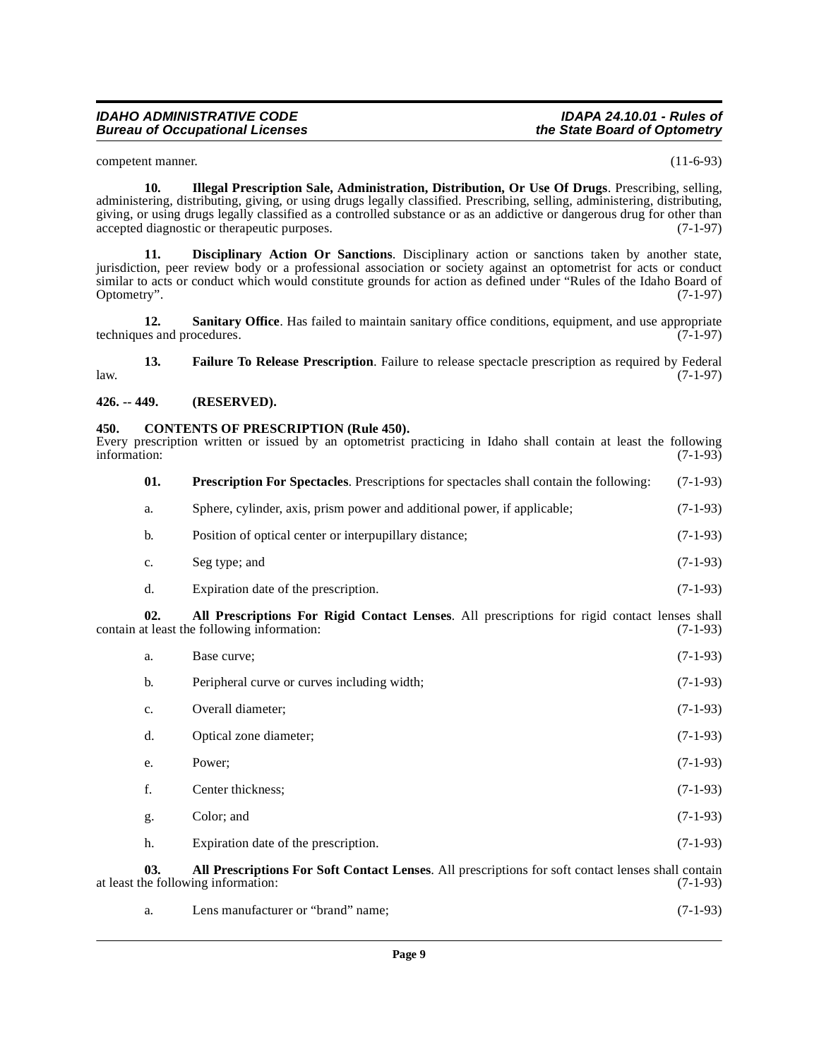competent manner. (11-6-93)

**10. Illegal Prescription Sale, Administration, Distribution, Or Use Of Drugs**. Prescribing, selling, administering, distributing, giving, or using drugs legally classified. Prescribing, selling, administering, distributing, giving, or using drugs legally classified as a controlled substance or as an addictive or dangerous drug for other than accepted diagnostic or therapeutic purposes. (7-1-97)

**11. Disciplinary Action Or Sanctions**. Disciplinary action or sanctions taken by another state, jurisdiction, peer review body or a professional association or society against an optometrist for acts or conduct similar to acts or conduct which would constitute grounds for action as defined under "Rules of the Idaho Board of Optometry". (7-1-97)

**12. Sanitary Office**. Has failed to maintain sanitary office conditions, equipment, and use appropriate techniques and procedures. (7-1-97)

**13. Failure To Release Prescription**. Failure to release spectacle prescription as required by Federal law. (7-1-97)

### 426. -- 449. (RESERVED).

### 450. CONTENTS OF PRESCRIPTION (Rule 450).

Every prescription written or issued by an optometrist practicing in Idaho shall contain at least the following information: (7-1-93)

**01. Prescription For Spectacles**. Prescriptions for spectacles shall contain the following: (7-1-93)

a. Sphere, cylinder, axis, prism power and additional power, if applicable; (7-1-93)

b. Position of optical center or interpupillary distance; (7-1-93)

c. Seg type; and (7-1-93)

d. Expiration date of the prescription. (7-1-93)

**02. All Prescriptions For Rigid Contact Lenses**. All prescriptions for rigid contact lenses shall contain at least the following information: (7-1-93)

a. Base curve; (7-1-93)

b. Peripheral curve or curves including width; (7-1-93)

c. Overall diameter; (7-1-93)

d. Optical zone diameter; (7-1-93)

e. Power; (7-1-93)

f. Center thickness; (7-1-93)

g. Color; and (7-1-93)

h. Expiration date of the prescription. (7-1-93)

**03. All Prescriptions For Soft Contact Lenses**. All prescriptions for soft contact lenses shall contain at least the following information: (7-1-93)

a. Lens manufacturer or "brand" name; (7-1-93)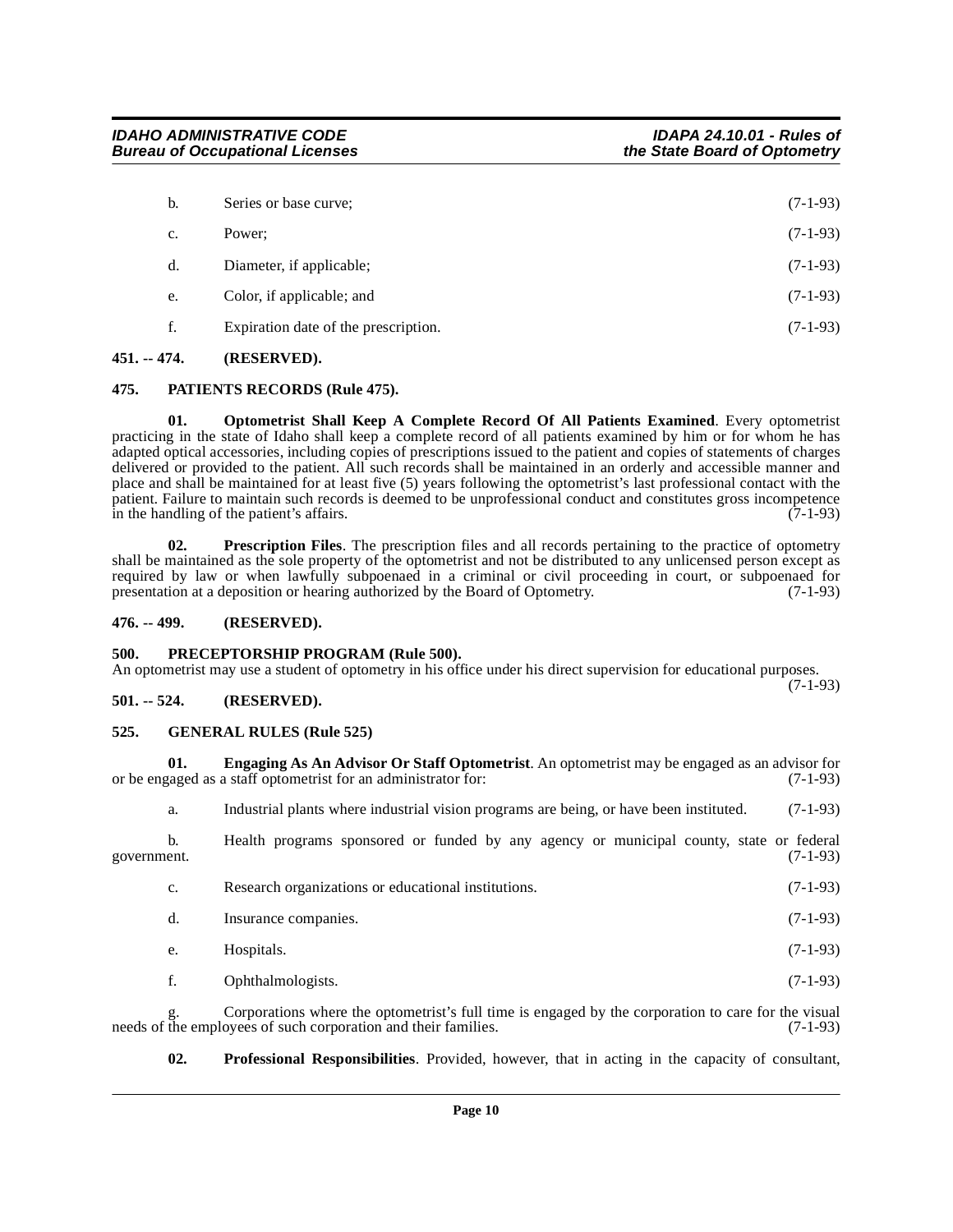b. Series or base curve; (7-1-93)

c. Power; (7-1-93)

d. Diameter, if applicable; (7-1-93)

e. Color, if applicable; and (7-1-93)

f. Expiration date of the prescription. (7-1-93)

**451. -- 474. (RESERVED).**

**475. PATIENTS RECORDS (Rule 475).**

**01. Optometrist Shall Keep A Complete Record Of All Patients Examined**. Every optometrist practicing in the state of Idaho shall keep a complete record of all patients examined by him or for whom he has adapted optical accessories, including copies of prescriptions issued to the patient and copies of statements of charges delivered or provided to the patient. All such records shall be maintained in an orderly and accessible manner and place and shall be maintained for at least five (5) years following the optometrist's last professional contact with the patient. Failure to maintain such records is deemed to be unprofessional conduct and constitutes gross incompetence in the handling of the patient's affairs. (7-1-93)

**02. Prescription Files**. The prescription files and all records pertaining to the practice of optometry shall be maintained as the sole property of the optometrist and not be distributed to any unlicensed person except as required by law or when lawfully subpoenaed in a criminal or civil proceeding in court, or subpoenaed for presentation at a deposition or hearing authorized by the Board of Optometry. (7-1-93)

**476. -- 499. (RESERVED).**

**500. PRECEPTORSHIP PROGRAM (Rule 500).**

An optometrist may use a student of optometry in his office under his direct supervision for educational purposes. (7-1-93)

**501. -- 524. (RESERVED).**

**525. GENERAL RULES (Rule 525)**

**01. Engaging As An Advisor Or Staff Optometrist**. An optometrist may be engaged as an advisor for or be engaged as a staff optometrist for an administrator for: (7-1-93)

a. Industrial plants where industrial vision programs are being, or have been instituted. (7-1-93)

b. Health programs sponsored or funded by any agency or municipal county, state or federal government. (7-1-93)

c. Research organizations or educational institutions. (7-1-93)

d. Insurance companies. (7-1-93)

e. Hospitals. (7-1-93)

f. Ophthalmologists. (7-1-93)

g. Corporations where the optometrist's full time is engaged by the corporation to care for the visual needs of the employees of such corporation and their families. (7-1-93)

**02. Professional Responsibilities**. Provided, however, that in acting in the capacity of consultant,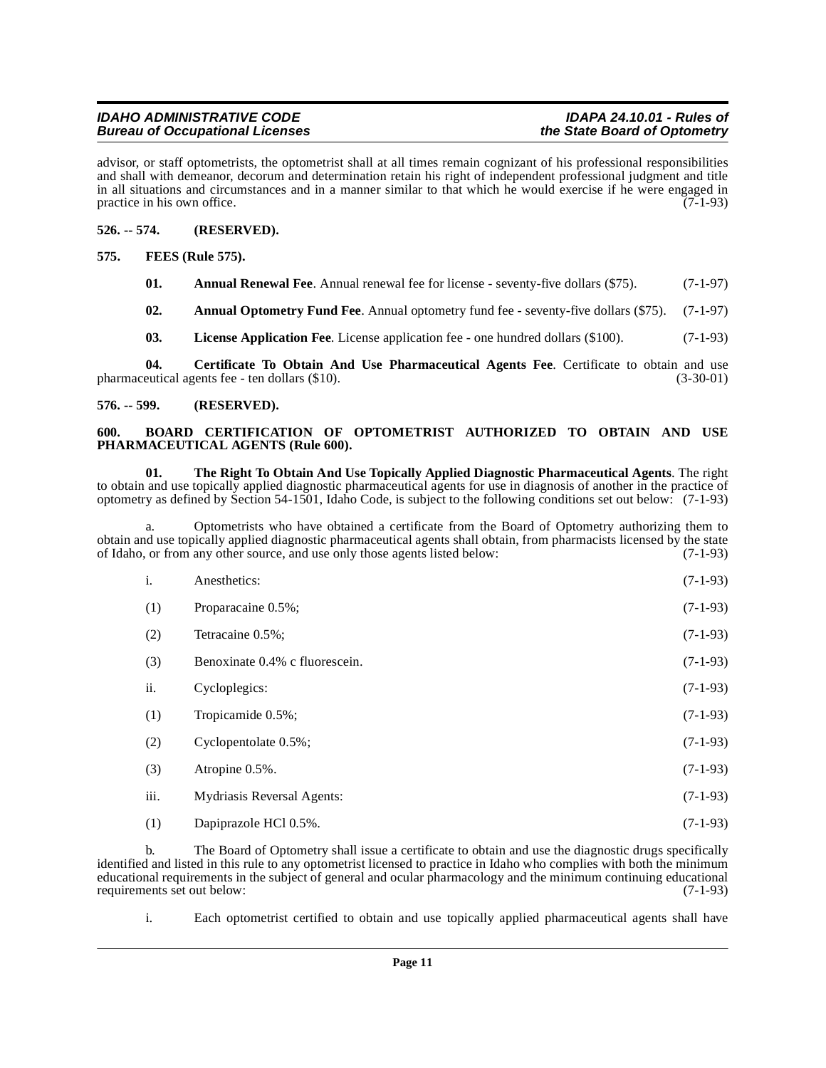advisor, or staff optometrists, the optometrist shall at all times remain cognizant of his professional responsibilities and shall with demeanor, decorum and determination retain his right of independent professional judgment and title in all situations and circumstances and in a manner similar to that which he would exercise if he were engaged in practice in his own office. (7-1-93)

**526. -- 574. (RESERVED).**

**575. FEES (Rule 575).**

**01. Annual Renewal Fee**. Annual renewal fee for license - seventy-five dollars ($75). (7-1-97)

**02. Annual Optometry Fund Fee**. Annual optometry fund fee - seventy-five dollars ($75). (7-1-97)

**03. License Application Fee**. License application fee - one hundred dollars ($100). (7-1-93)

**04. Certificate To Obtain And Use Pharmaceutical Agents Fee**. Certificate to obtain and use pharmaceutical agents fee - ten dollars ($10). (3-30-01)

**576. -- 599. (RESERVED).**

**600. BOARD CERTIFICATION OF OPTOMETRIST AUTHORIZED TO OBTAIN AND USE PHARMACEUTICAL AGENTS (Rule 600).**

**01. The Right To Obtain And Use Topically Applied Diagnostic Pharmaceutical Agents**. The right to obtain and use topically applied diagnostic pharmaceutical agents for use in diagnosis of another in the practice of optometry as defined by Section 54-1501, Idaho Code, is subject to the following conditions set out below: (7-1-93)

a. Optometrists who have obtained a certificate from the Board of Optometry authorizing them to obtain and use topically applied diagnostic pharmaceutical agents shall obtain, from pharmacists licensed by the state of Idaho, or from any other source, and use only those agents listed below: (7-1-93)

i. Anesthetics: (7-1-93)

(1) Proparacaine 0.5%; (7-1-93)

(2) Tetracaine 0.5%; (7-1-93)

(3) Benoxinate 0.4% c fluorescein. (7-1-93)

ii. Cycloplegics: (7-1-93)

(1) Tropicamide 0.5%; (7-1-93)

(2) Cyclopentolate 0.5%; (7-1-93)

(3) Atropine 0.5%. (7-1-93)

iii. Mydriasis Reversal Agents: (7-1-93)

(1) Dapiprazole HCl 0.5%. (7-1-93)

b. The Board of Optometry shall issue a certificate to obtain and use the diagnostic drugs specifically identified and listed in this rule to any optometrist licensed to practice in Idaho who complies with both the minimum educational requirements in the subject of general and ocular pharmacology and the minimum continuing educational requirements set out below: (7-1-93)

i. Each optometrist certified to obtain and use topically applied pharmaceutical agents shall have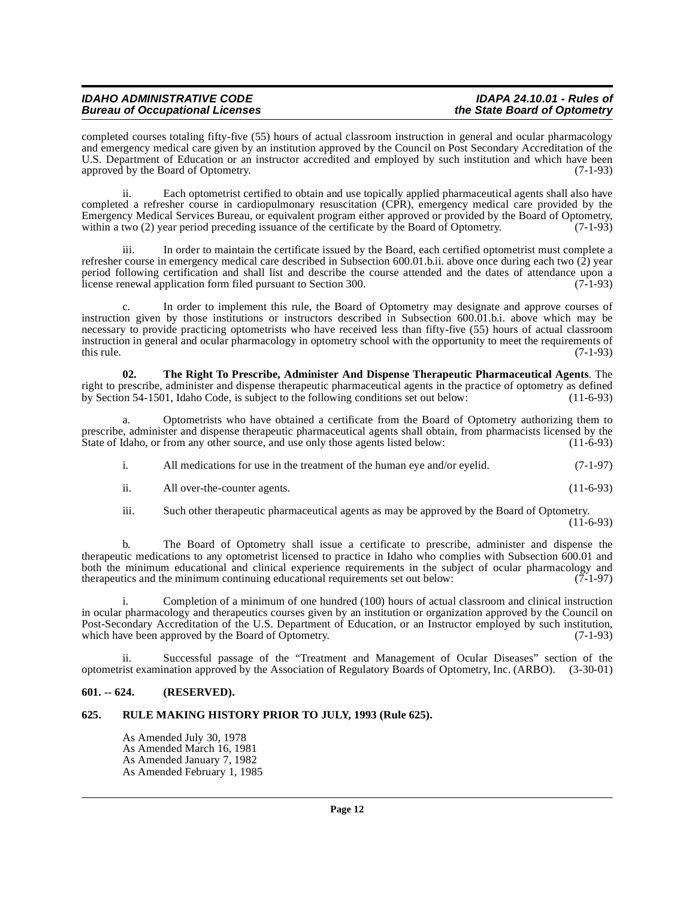completed courses totaling fifty-five (55) hours of actual classroom instruction in general and ocular pharmacology and emergency medical care given by an institution approved by the Council on Post Secondary Accreditation of the U.S. Department of Education or an instructor accredited and employed by such institution and which have been approved by the Board of Optometry. (7-1-93)

ii. Each optometrist certified to obtain and use topically applied pharmaceutical agents shall also have completed a refresher course in cardiopulmonary resuscitation (CPR), emergency medical care provided by the Emergency Medical Services Bureau, or equivalent program either approved or provided by the Board of Optometry, within a two (2) year period preceding issuance of the certificate by the Board of Optometry. (7-1-93)

iii. In order to maintain the certificate issued by the Board, each certified optometrist must complete a refresher course in emergency medical care described in Subsection 600.01.b.ii. above once during each two (2) year period following certification and shall list and describe the course attended and the dates of attendance upon a license renewal application form filed pursuant to Section 300. (7-1-93)

c. In order to implement this rule, the Board of Optometry may designate and approve courses of instruction given by those institutions or instructors described in Subsection 600.01.b.i. above which may be necessary to provide practicing optometrists who have received less than fifty-five (55) hours of actual classroom instruction in general and ocular pharmacology in optometry school with the opportunity to meet the requirements of this rule. (7-1-93)

**02. The Right To Prescribe, Administer And Dispense Therapeutic Pharmaceutical Agents**. The right to prescribe, administer and dispense therapeutic pharmaceutical agents in the practice of optometry as defined by Section 54-1501, Idaho Code, is subject to the following conditions set out below: (11-6-93)

a. Optometrists who have obtained a certificate from the Board of Optometry authorizing them to prescribe, administer and dispense therapeutic pharmaceutical agents shall obtain, from pharmacists licensed by the State of Idaho, or from any other source, and use only those agents listed below: (11-6-93)

i. All medications for use in the treatment of the human eye and/or eyelid. (7-1-97)

ii. All over-the-counter agents. (11-6-93)

iii. Such other therapeutic pharmaceutical agents as may be approved by the Board of Optometry. (11-6-93)

b. The Board of Optometry shall issue a certificate to prescribe, administer and dispense the therapeutic medications to any optometrist licensed to practice in Idaho who complies with Subsection 600.01 and both the minimum educational and clinical experience requirements in the subject of ocular pharmacology and therapeutics and the minimum continuing educational requirements set out below: (7-1-97)

i. Completion of a minimum of one hundred (100) hours of actual classroom and clinical instruction in ocular pharmacology and therapeutics courses given by an institution or organization approved by the Council on Post-Secondary Accreditation of the U.S. Department of Education, or an Instructor employed by such institution, which have been approved by the Board of Optometry. (7-1-93)

ii. Successful passage of the "Treatment and Management of Ocular Diseases" section of the optometrist examination approved by the Association of Regulatory Boards of Optometry, Inc. (ARBO). (3-30-01)

## 601. -- 624. (RESERVED).

## 625. RULE MAKING HISTORY PRIOR TO JULY, 1993 (Rule 625).

As Amended July 30, 1978
As Amended March 16, 1981
As Amended January 7, 1982
As Amended February 1, 1985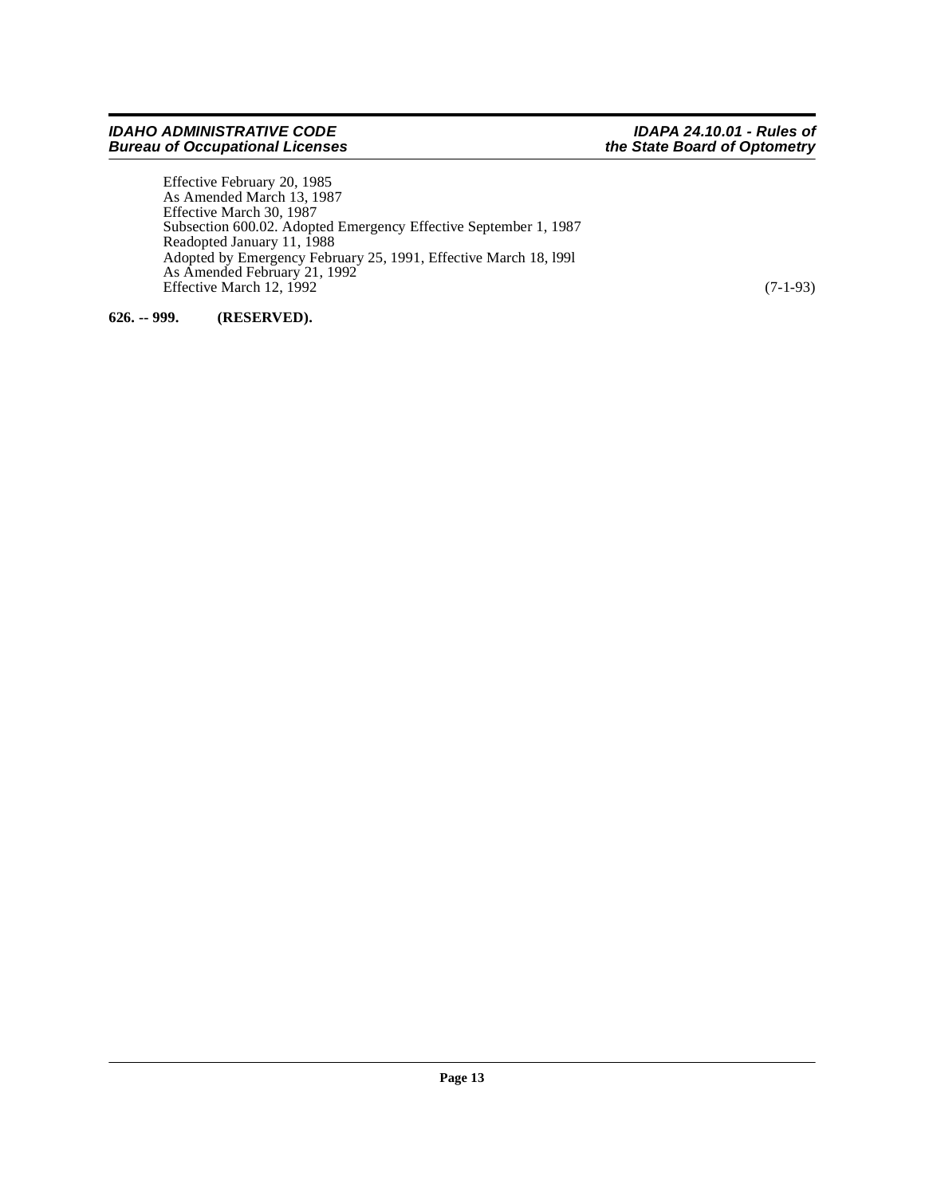Effective February 20, 1985
As Amended March 13, 1987
Effective March 30, 1987
Subsection 600.02. Adopted Emergency Effective September 1, 1987
Readopted January 11, 1988
Adopted by Emergency February 25, 1991, Effective March 18, l99l
As Amended February 21, 1992
Effective March 12, 1992 (7-1-93)

**626. -- 999. (RESERVED).**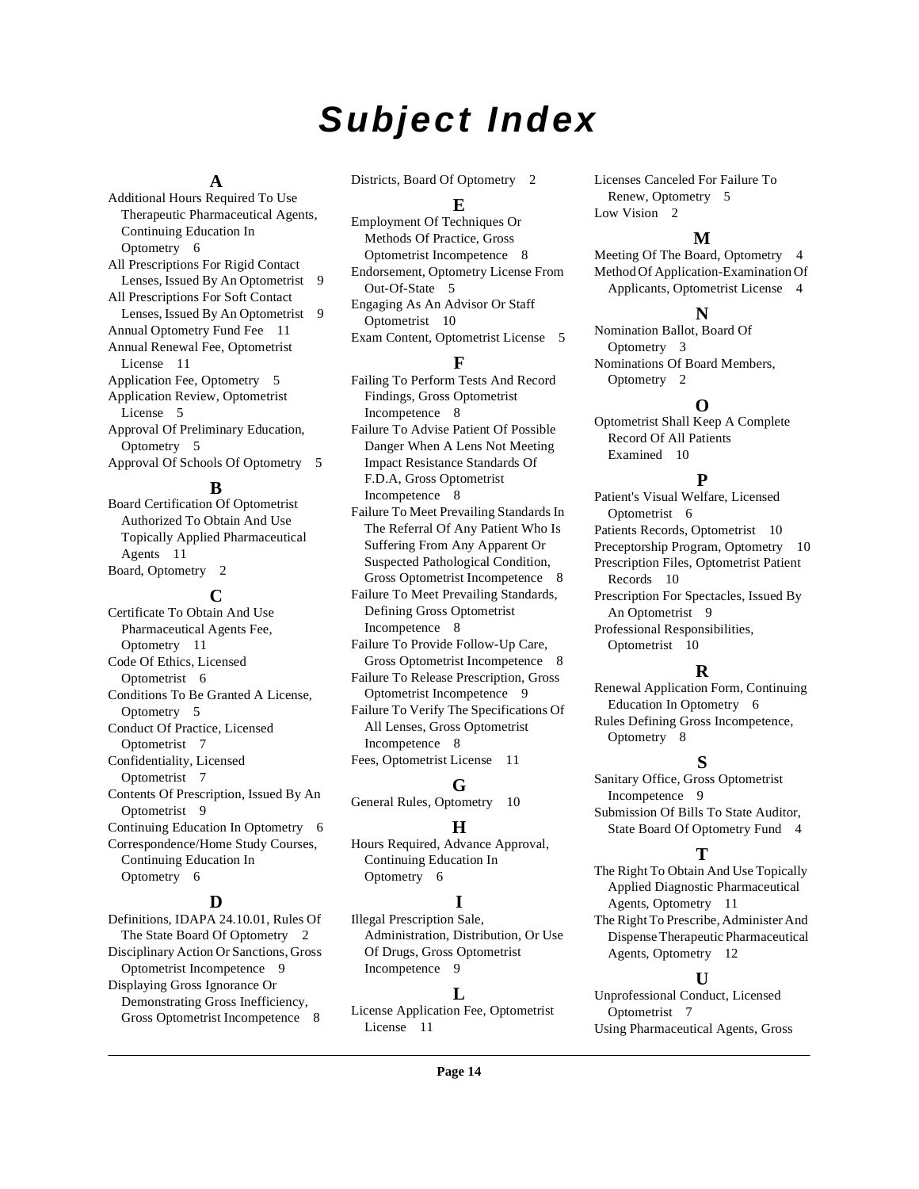# Subject Index

## A

Additional Hours Required To Use Therapeutic Pharmaceutical Agents, Continuing Education In Optometry 6
All Prescriptions For Rigid Contact Lenses, Issued By An Optometrist 9
All Prescriptions For Soft Contact Lenses, Issued By An Optometrist 9
Annual Optometry Fund Fee 11
Annual Renewal Fee, Optometrist License 11
Application Fee, Optometry 5
Application Review, Optometrist License 5
Approval Of Preliminary Education, Optometry 5
Approval Of Schools Of Optometry 5

## B

Board Certification Of Optometrist Authorized To Obtain And Use Topically Applied Pharmaceutical Agents 11
Board, Optometry 2

## C

Certificate To Obtain And Use Pharmaceutical Agents Fee, Optometry 11
Code Of Ethics, Licensed Optometrist 6
Conditions To Be Granted A License, Optometry 5
Conduct Of Practice, Licensed Optometrist 7
Confidentiality, Licensed Optometrist 7
Contents Of Prescription, Issued By An Optometrist 9
Continuing Education In Optometry 6
Correspondence/Home Study Courses, Continuing Education In Optometry 6

## D

Definitions, IDAPA 24.10.01, Rules Of The State Board Of Optometry 2
Disciplinary Action Or Sanctions, Gross Optometrist Incompetence 9
Displaying Gross Ignorance Or Demonstrating Gross Inefficiency, Gross Optometrist Incompetence 8
Districts, Board Of Optometry 2

## E

Employment Of Techniques Or Methods Of Practice, Gross Optometrist Incompetence 8
Endorsement, Optometry License From Out-Of-State 5
Engaging As An Advisor Or Staff Optometrist 10
Exam Content, Optometrist License 5

## F

Failing To Perform Tests And Record Findings, Gross Optometrist Incompetence 8
Failure To Advise Patient Of Possible Danger When A Lens Not Meeting Impact Resistance Standards Of F.D.A, Gross Optometrist Incompetence 8
Failure To Meet Prevailing Standards In The Referral Of Any Patient Who Is Suffering From Any Apparent Or Suspected Pathological Condition, Gross Optometrist Incompetence 8
Failure To Meet Prevailing Standards, Defining Gross Optometrist Incompetence 8
Failure To Provide Follow-Up Care, Gross Optometrist Incompetence 8
Failure To Release Prescription, Gross Optometrist Incompetence 9
Failure To Verify The Specifications Of All Lenses, Gross Optometrist Incompetence 8
Fees, Optometrist License 11

## G

General Rules, Optometry 10

## H

Hours Required, Advance Approval, Continuing Education In Optometry 6

## I

Illegal Prescription Sale, Administration, Distribution, Or Use Of Drugs, Gross Optometrist Incompetence 9

## L

License Application Fee, Optometrist License 11
Licenses Canceled For Failure To Renew, Optometry 5
Low Vision 2

## M

Meeting Of The Board, Optometry 4
Method Of Application-Examination Of Applicants, Optometrist License 4

## N

Nomination Ballot, Board Of Optometry 3
Nominations Of Board Members, Optometry 2

## O

Optometrist Shall Keep A Complete Record Of All Patients Examined 10

## P

Patient's Visual Welfare, Licensed Optometrist 6
Patients Records, Optometrist 10
Preceptorship Program, Optometry 10
Prescription Files, Optometrist Patient Records 10
Prescription For Spectacles, Issued By An Optometrist 9
Professional Responsibilities, Optometrist 10

## R

Renewal Application Form, Continuing Education In Optometry 6
Rules Defining Gross Incompetence, Optometry 8

## S

Sanitary Office, Gross Optometrist Incompetence 9
Submission Of Bills To State Auditor, State Board Of Optometry Fund 4

## T

The Right To Obtain And Use Topically Applied Diagnostic Pharmaceutical Agents, Optometry 11
The Right To Prescribe, Administer And Dispense Therapeutic Pharmaceutical Agents, Optometry 12

## U

Unprofessional Conduct, Licensed Optometrist 7
Using Pharmaceutical Agents, Gross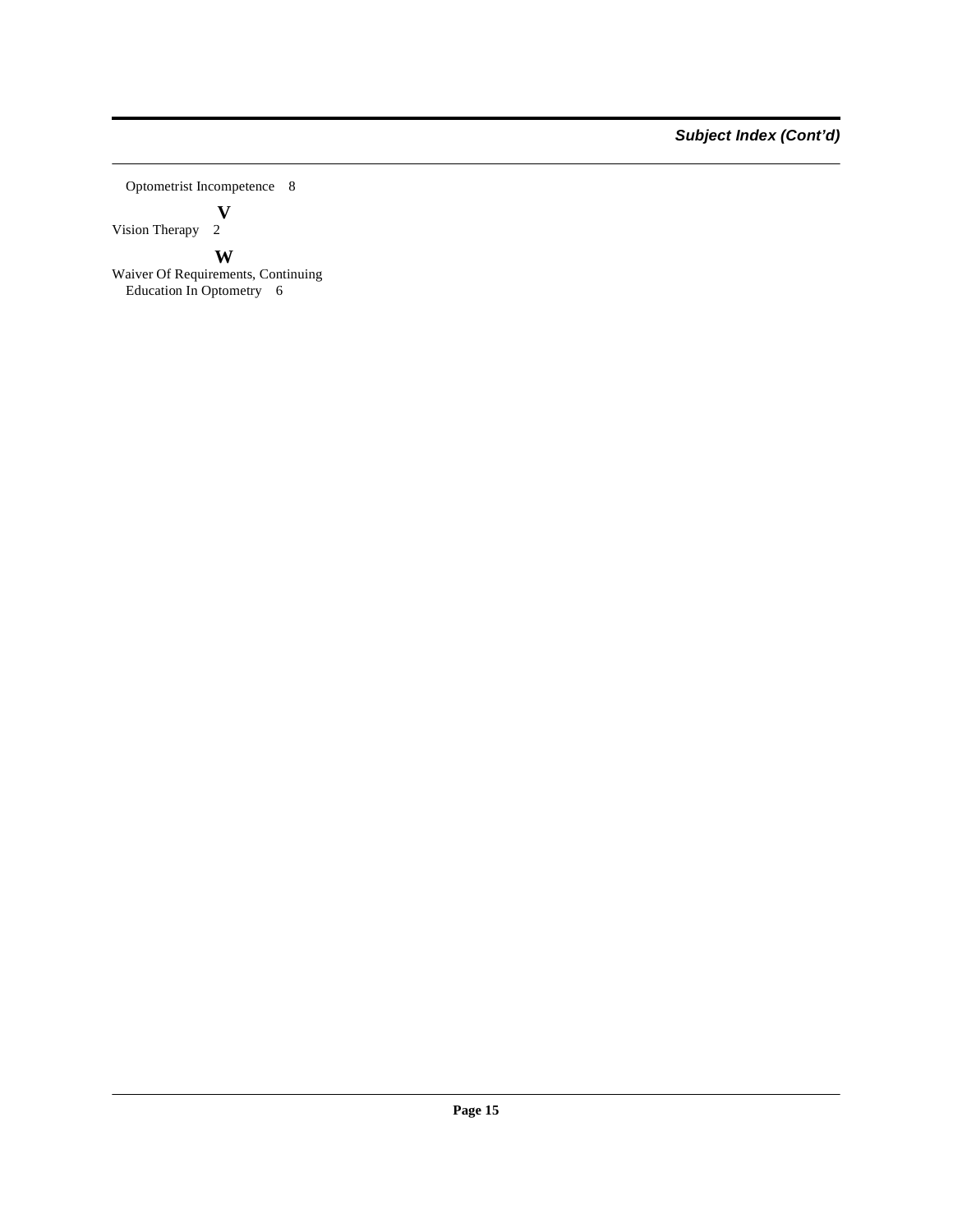Optometrist Incompetence 8

**V**

Vision Therapy 2

**W**

Waiver Of Requirements, Continuing
Education In Optometry 6